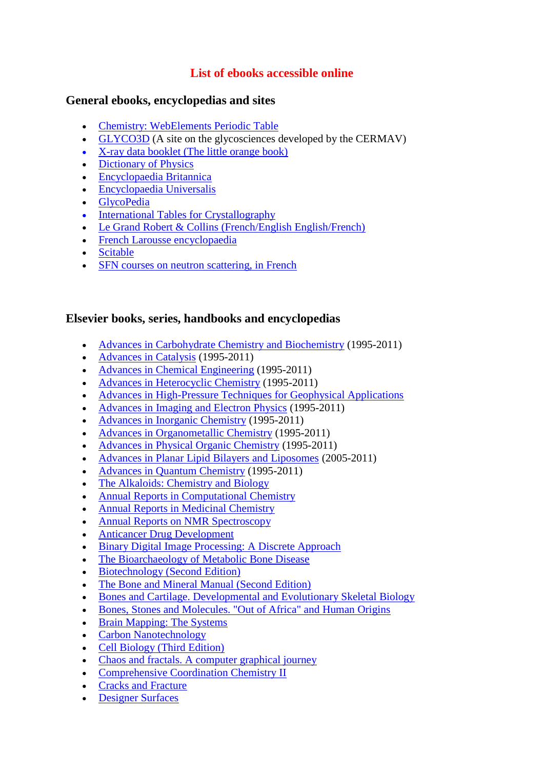# List of ebooks accessible online

## General ebooks, encyclopedias and sites

- Chemistry: WebElements Periodic Table
- GLYCO3D (A site on the glycosciences developed by the CERMAV)
- X-ray data booklet (The little orange book)
- Dictionary of Physics
- Encyclopaedia Britannica
- Encyclopaedia Universalis
- GlycoPedia
- International Tables for Crystallography
- Le Grand Robert & Collins (French/English English/French)
- French Larousse encyclopaedia
- Scitable
- SFN courses on neutron scattering, in French

## Elsevier books, series, handbooks and encyclopedias

- Advances in Carbohydrate Chemistry and Biochemistry (1995-2011)
- Advances in Catalysis (1995-2011)
- Advances in Chemical Engineering (1995-2011)
- Advances in Heterocyclic Chemistry (1995-2011)
- Advances in High-Pressure Techniques for Geophysical Applications
- Advances in Imaging and Electron Physics (1995-2011)
- Advances in Inorganic Chemistry (1995-2011)
- Advances in Organometallic Chemistry (1995-2011)
- Advances in Physical Organic Chemistry (1995-2011)
- Advances in Planar Lipid Bilayers and Liposomes (2005-2011)
- Advances in Quantum Chemistry (1995-2011)
- The Alkaloids: Chemistry and Biology
- Annual Reports in Computational Chemistry
- Annual Reports in Medicinal Chemistry
- Annual Reports on NMR Spectroscopy
- Anticancer Drug Development
- Binary Digital Image Processing: A Discrete Approach
- The Bioarchaeology of Metabolic Bone Disease
- Biotechnology (Second Edition)
- The Bone and Mineral Manual (Second Edition)
- Bones and Cartilage. Developmental and Evolutionary Skeletal Biology
- Bones, Stones and Molecules. "Out of Africa" and Human Origins
- Brain Mapping: The Systems
- Carbon Nanotechnology
- Cell Biology (Third Edition)
- Chaos and fractals. A computer graphical journey
- Comprehensive Coordination Chemistry II
- Cracks and Fracture
- Designer Surfaces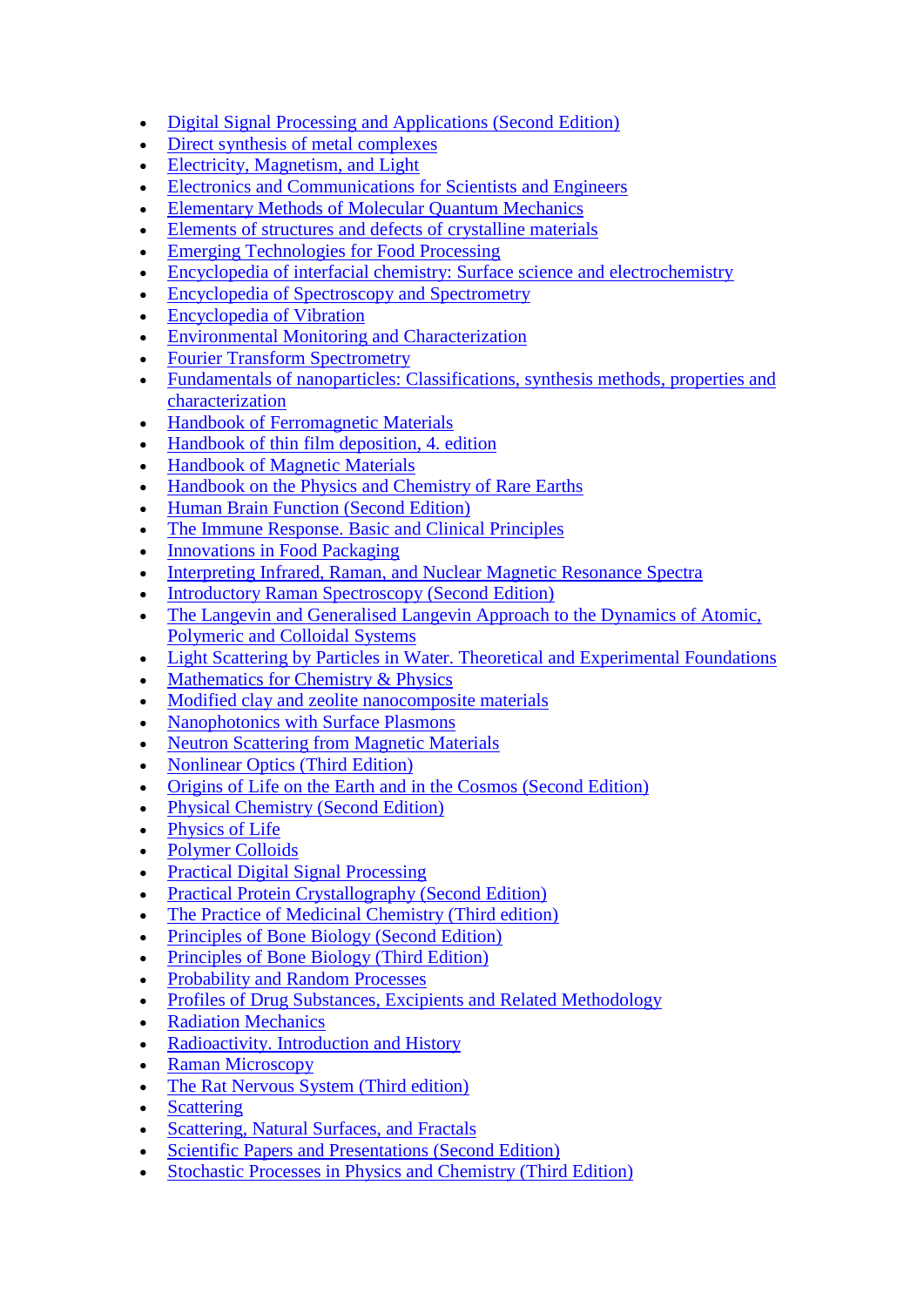- Digital Signal Processing and Applications (Second Edition)
- Direct synthesis of metal complexes
- Electricity, Magnetism, and Light
- Electronics and Communications for Scientists and Engineers
- Elementary Methods of Molecular Quantum Mechanics
- Elements of structures and defects of crystalline materials
- Emerging Technologies for Food Processing
- Encyclopedia of interfacial chemistry: Surface science and electrochemistry
- Encyclopedia of Spectroscopy and Spectrometry
- Encyclopedia of Vibration
- Environmental Monitoring and Characterization
- Fourier Transform Spectrometry
- Fundamentals of nanoparticles: Classifications, synthesis methods, properties and characterization
- Handbook of Ferromagnetic Materials
- Handbook of thin film deposition, 4. edition
- Handbook of Magnetic Materials
- Handbook on the Physics and Chemistry of Rare Earths
- Human Brain Function (Second Edition)
- The Immune Response. Basic and Clinical Principles
- Innovations in Food Packaging
- Interpreting Infrared, Raman, and Nuclear Magnetic Resonance Spectra
- Introductory Raman Spectroscopy (Second Edition)
- The Langevin and Generalised Langevin Approach to the Dynamics of Atomic, Polymeric and Colloidal Systems
- Light Scattering by Particles in Water. Theoretical and Experimental Foundations
- Mathematics for Chemistry & Physics
- Modified clay and zeolite nanocomposite materials
- Nanophotonics with Surface Plasmons
- Neutron Scattering from Magnetic Materials
- Nonlinear Optics (Third Edition)
- Origins of Life on the Earth and in the Cosmos (Second Edition)
- Physical Chemistry (Second Edition)
- Physics of Life
- Polymer Colloids
- Practical Digital Signal Processing
- Practical Protein Crystallography (Second Edition)
- The Practice of Medicinal Chemistry (Third edition)
- Principles of Bone Biology (Second Edition)
- Principles of Bone Biology (Third Edition)
- Probability and Random Processes
- Profiles of Drug Substances, Excipients and Related Methodology
- Radiation Mechanics
- Radioactivity. Introduction and History
- Raman Microscopy
- The Rat Nervous System (Third edition)
- Scattering
- Scattering, Natural Surfaces, and Fractals
- Scientific Papers and Presentations (Second Edition)
- Stochastic Processes in Physics and Chemistry (Third Edition)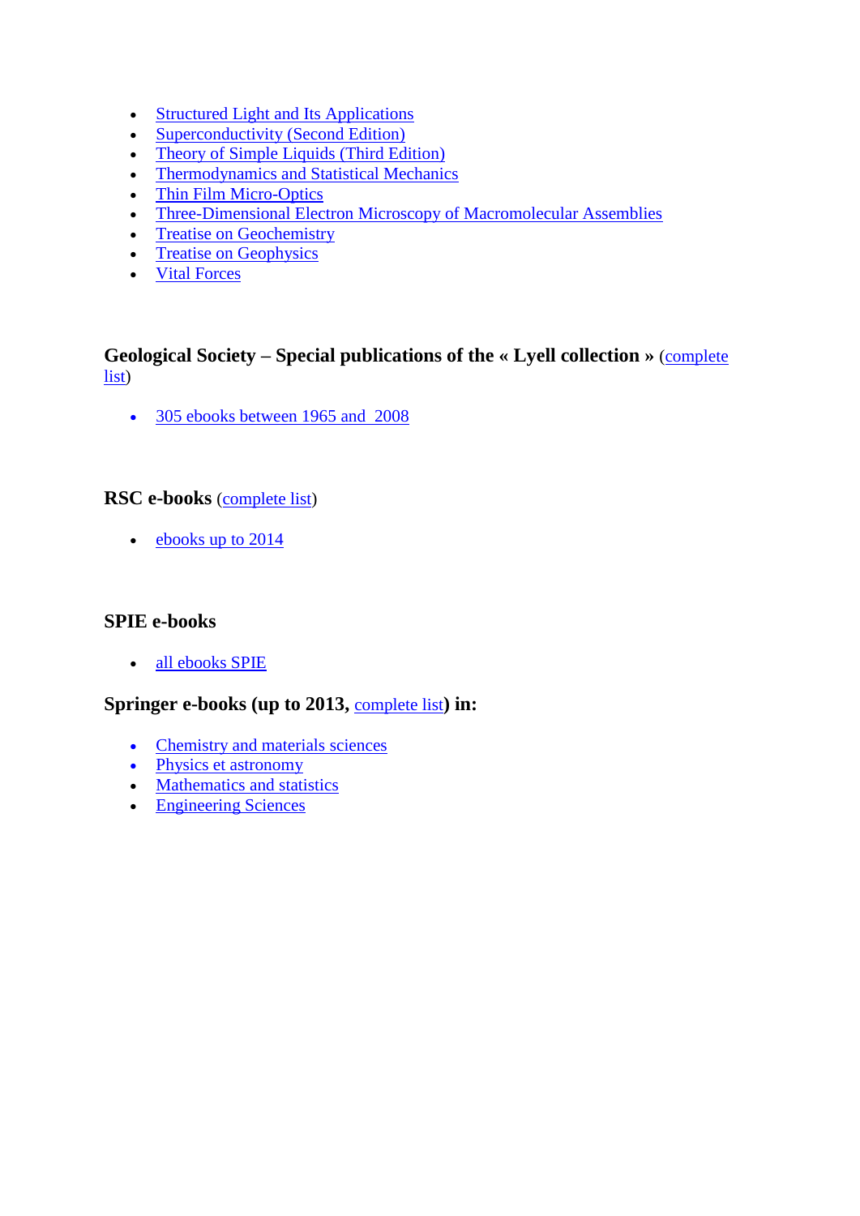- Structured Light and Its Applications
- Superconductivity (Second Edition)
- Theory of Simple Liquids (Third Edition)
- Thermodynamics and Statistical Mechanics
- Thin Film Micro-Optics
- Three-Dimensional Electron Microscopy of Macromolecular Assemblies
- Treatise on Geochemistry
- Treatise on Geophysics
- Vital Forces

**Geological Society – Special publications of the « Lyell collection »** (complete list)

- 305 ebooks between 1965 and 2008

**RSC e-books** (complete list)

- ebooks up to 2014

**SPIE e-books**

- all ebooks SPIE

**Springer e-books (up to 2013,** complete list**) in:**

- Chemistry and materials sciences
- Physics et astronomy
- Mathematics and statistics
- Engineering Sciences